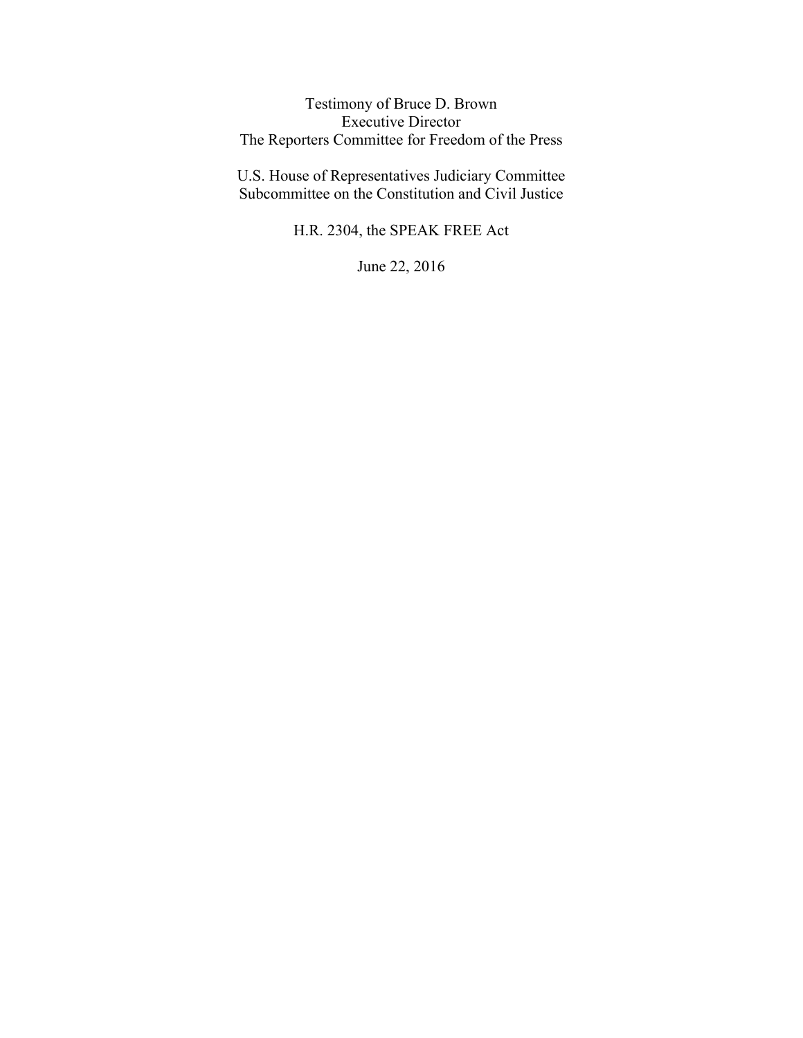Testimony of Bruce D. Brown
Executive Director
The Reporters Committee for Freedom of the Press

U.S. House of Representatives Judiciary Committee
Subcommittee on the Constitution and Civil Justice

H.R. 2304, the SPEAK FREE Act

June 22, 2016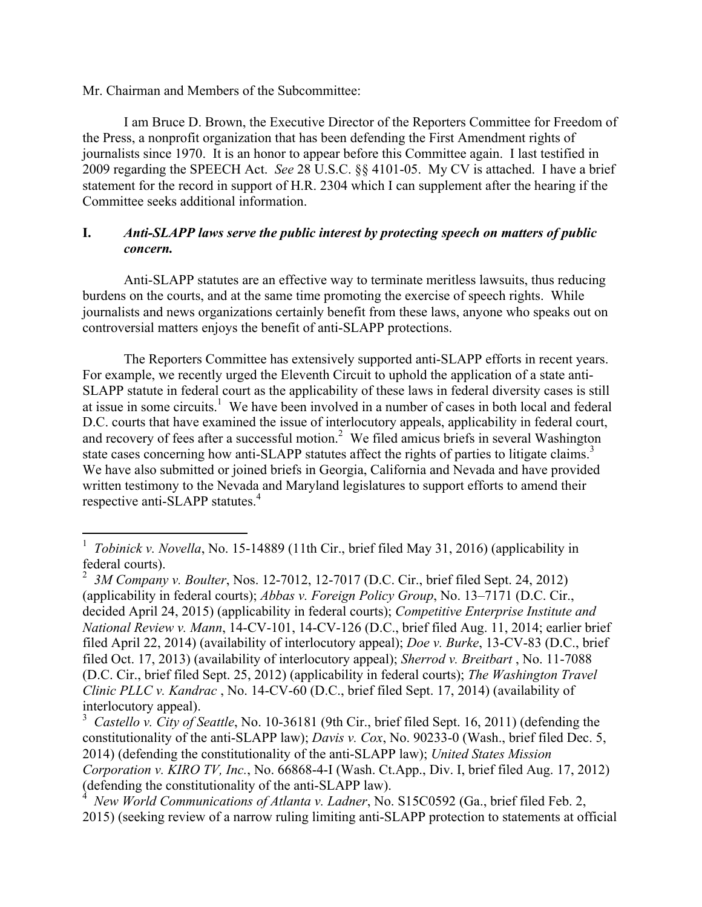Mr. Chairman and Members of the Subcommittee:

I am Bruce D. Brown, the Executive Director of the Reporters Committee for Freedom of the Press, a nonprofit organization that has been defending the First Amendment rights of journalists since 1970. It is an honor to appear before this Committee again. I last testified in 2009 regarding the SPEECH Act. *See* 28 U.S.C. §§ 4101-05. My CV is attached. I have a brief statement for the record in support of H.R. 2304 which I can supplement after the hearing if the Committee seeks additional information.

## I. *Anti-SLAPP laws serve the public interest by protecting speech on matters of public concern.*

Anti-SLAPP statutes are an effective way to terminate meritless lawsuits, thus reducing burdens on the courts, and at the same time promoting the exercise of speech rights. While journalists and news organizations certainly benefit from these laws, anyone who speaks out on controversial matters enjoys the benefit of anti-SLAPP protections.

The Reporters Committee has extensively supported anti-SLAPP efforts in recent years. For example, we recently urged the Eleventh Circuit to uphold the application of a state anti-SLAPP statute in federal court as the applicability of these laws in federal diversity cases is still at issue in some circuits.[1] We have been involved in a number of cases in both local and federal D.C. courts that have examined the issue of interlocutory appeals, applicability in federal court, and recovery of fees after a successful motion.[2] We filed amicus briefs in several Washington state cases concerning how anti-SLAPP statutes affect the rights of parties to litigate claims.[3] We have also submitted or joined briefs in Georgia, California and Nevada and have provided written testimony to the Nevada and Maryland legislatures to support efforts to amend their respective anti-SLAPP statutes.[4]

---

[1] *Tobinick v. Novella*, No. 15-14889 (11th Cir., brief filed May 31, 2016) (applicability in federal courts).

[2] *3M Company v. Boulter*, Nos. 12-7012, 12-7017 (D.C. Cir., brief filed Sept. 24, 2012) (applicability in federal courts); *Abbas v. Foreign Policy Group*, No. 13–7171 (D.C. Cir., decided April 24, 2015) (applicability in federal courts); *Competitive Enterprise Institute and National Review v. Mann*, 14-CV-101, 14-CV-126 (D.C., brief filed Aug. 11, 2014; earlier brief filed April 22, 2014) (availability of interlocutory appeal); *Doe v. Burke*, 13-CV-83 (D.C., brief filed Oct. 17, 2013) (availability of interlocutory appeal); *Sherrod v. Breitbart* , No. 11-7088 (D.C. Cir., brief filed Sept. 25, 2012) (applicability in federal courts); *The Washington Travel Clinic PLLC v. Kandrac* , No. 14-CV-60 (D.C., brief filed Sept. 17, 2014) (availability of interlocutory appeal).

[3] *Castello v. City of Seattle*, No. 10-36181 (9th Cir., brief filed Sept. 16, 2011) (defending the constitutionality of the anti-SLAPP law); *Davis v. Cox*, No. 90233-0 (Wash., brief filed Dec. 5, 2014) (defending the constitutionality of the anti-SLAPP law); *United States Mission Corporation v. KIRO TV, Inc.*, No. 66868-4-I (Wash. Ct.App., Div. I, brief filed Aug. 17, 2012) (defending the constitutionality of the anti-SLAPP law).

[4] *New World Communications of Atlanta v. Ladner*, No. S15C0592 (Ga., brief filed Feb. 2, 2015) (seeking review of a narrow ruling limiting anti-SLAPP protection to statements at official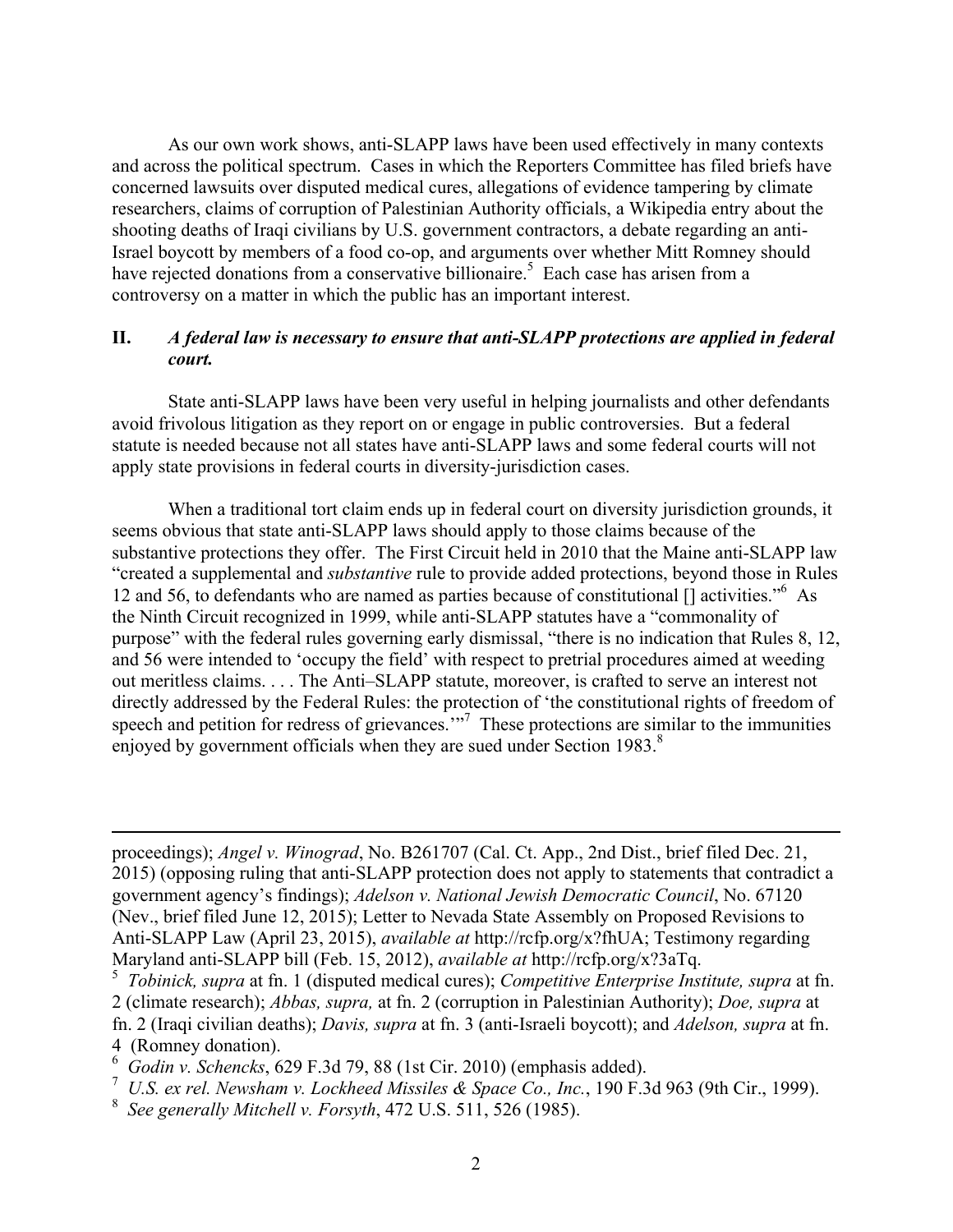As our own work shows, anti-SLAPP laws have been used effectively in many contexts and across the political spectrum. Cases in which the Reporters Committee has filed briefs have concerned lawsuits over disputed medical cures, allegations of evidence tampering by climate researchers, claims of corruption of Palestinian Authority officials, a Wikipedia entry about the shooting deaths of Iraqi civilians by U.S. government contractors, a debate regarding an anti-Israel boycott by members of a food co-op, and arguments over whether Mitt Romney should have rejected donations from a conservative billionaire.[5] Each case has arisen from a controversy on a matter in which the public has an important interest.

## II. *A federal law is necessary to ensure that anti-SLAPP protections are applied in federal court.*

State anti-SLAPP laws have been very useful in helping journalists and other defendants avoid frivolous litigation as they report on or engage in public controversies. But a federal statute is needed because not all states have anti-SLAPP laws and some federal courts will not apply state provisions in federal courts in diversity-jurisdiction cases.

When a traditional tort claim ends up in federal court on diversity jurisdiction grounds, it seems obvious that state anti-SLAPP laws should apply to those claims because of the substantive protections they offer. The First Circuit held in 2010 that the Maine anti-SLAPP law "created a supplemental and *substantive* rule to provide added protections, beyond those in Rules 12 and 56, to defendants who are named as parties because of constitutional [] activities."[6] As the Ninth Circuit recognized in 1999, while anti-SLAPP statutes have a "commonality of purpose" with the federal rules governing early dismissal, "there is no indication that Rules 8, 12, and 56 were intended to 'occupy the field' with respect to pretrial procedures aimed at weeding out meritless claims. . . . The Anti–SLAPP statute, moreover, is crafted to serve an interest not directly addressed by the Federal Rules: the protection of 'the constitutional rights of freedom of speech and petition for redress of grievances.'"[7] These protections are similar to the immunities enjoyed by government officials when they are sued under Section 1983.[8]

---

proceedings); *Angel v. Winograd*, No. B261707 (Cal. Ct. App., 2nd Dist., brief filed Dec. 21, 2015) (opposing ruling that anti-SLAPP protection does not apply to statements that contradict a government agency's findings); *Adelson v. National Jewish Democratic Council*, No. 67120 (Nev., brief filed June 12, 2015); Letter to Nevada State Assembly on Proposed Revisions to Anti-SLAPP Law (April 23, 2015), *available at* http://rcfp.org/x?fhUA; Testimony regarding Maryland anti-SLAPP bill (Feb. 15, 2012), *available at* http://rcfp.org/x?3aTq.

[5] *Tobinick, supra* at fn. 1 (disputed medical cures); *Competitive Enterprise Institute, supra* at fn. 2 (climate research); *Abbas, supra,* at fn. 2 (corruption in Palestinian Authority); *Doe, supra* at fn. 2 (Iraqi civilian deaths); *Davis, supra* at fn. 3 (anti-Israeli boycott); and *Adelson, supra* at fn. 4 (Romney donation).

[6] *Godin v. Schencks*, 629 F.3d 79, 88 (1st Cir. 2010) (emphasis added).

[7] *U.S. ex rel. Newsham v. Lockheed Missiles & Space Co., Inc.*, 190 F.3d 963 (9th Cir., 1999).

[8] *See generally Mitchell v. Forsyth*, 472 U.S. 511, 526 (1985).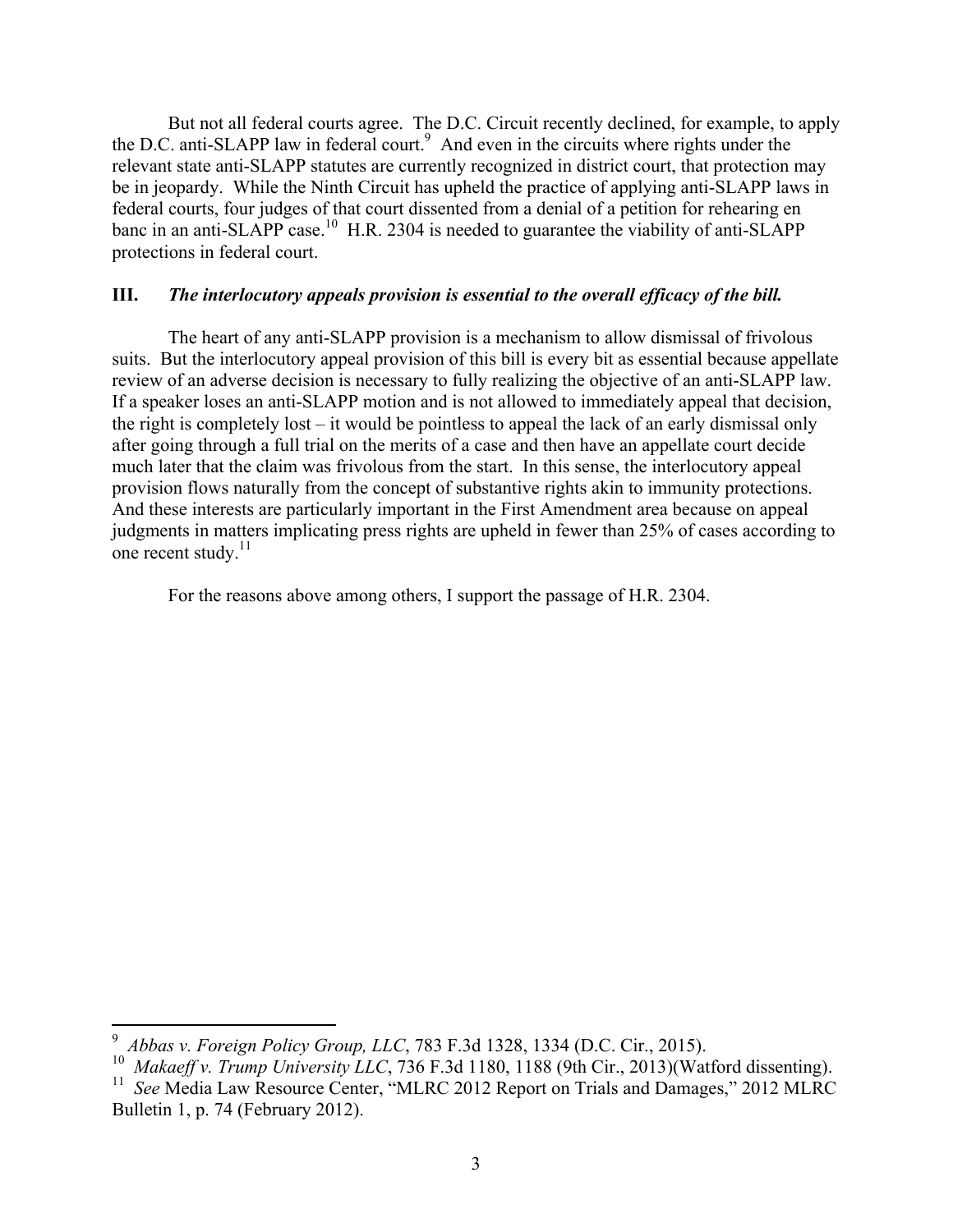But not all federal courts agree. The D.C. Circuit recently declined, for example, to apply the D.C. anti-SLAPP law in federal court.[9] And even in the circuits where rights under the relevant state anti-SLAPP statutes are currently recognized in district court, that protection may be in jeopardy. While the Ninth Circuit has upheld the practice of applying anti-SLAPP laws in federal courts, four judges of that court dissented from a denial of a petition for rehearing en banc in an anti-SLAPP case.[10] H.R. 2304 is needed to guarantee the viability of anti-SLAPP protections in federal court.

### III. *The interlocutory appeals provision is essential to the overall efficacy of the bill.*

The heart of any anti-SLAPP provision is a mechanism to allow dismissal of frivolous suits. But the interlocutory appeal provision of this bill is every bit as essential because appellate review of an adverse decision is necessary to fully realizing the objective of an anti-SLAPP law. If a speaker loses an anti-SLAPP motion and is not allowed to immediately appeal that decision, the right is completely lost – it would be pointless to appeal the lack of an early dismissal only after going through a full trial on the merits of a case and then have an appellate court decide much later that the claim was frivolous from the start. In this sense, the interlocutory appeal provision flows naturally from the concept of substantive rights akin to immunity protections. And these interests are particularly important in the First Amendment area because on appeal judgments in matters implicating press rights are upheld in fewer than 25% of cases according to one recent study.[11]

For the reasons above among others, I support the passage of H.R. 2304.

---

[9] *Abbas v. Foreign Policy Group, LLC*, 783 F.3d 1328, 1334 (D.C. Cir., 2015).

[10] *Makaeff v. Trump University LLC*, 736 F.3d 1180, 1188 (9th Cir., 2013)(Watford dissenting).

[11] *See* Media Law Resource Center, "MLRC 2012 Report on Trials and Damages," 2012 MLRC Bulletin 1, p. 74 (February 2012).